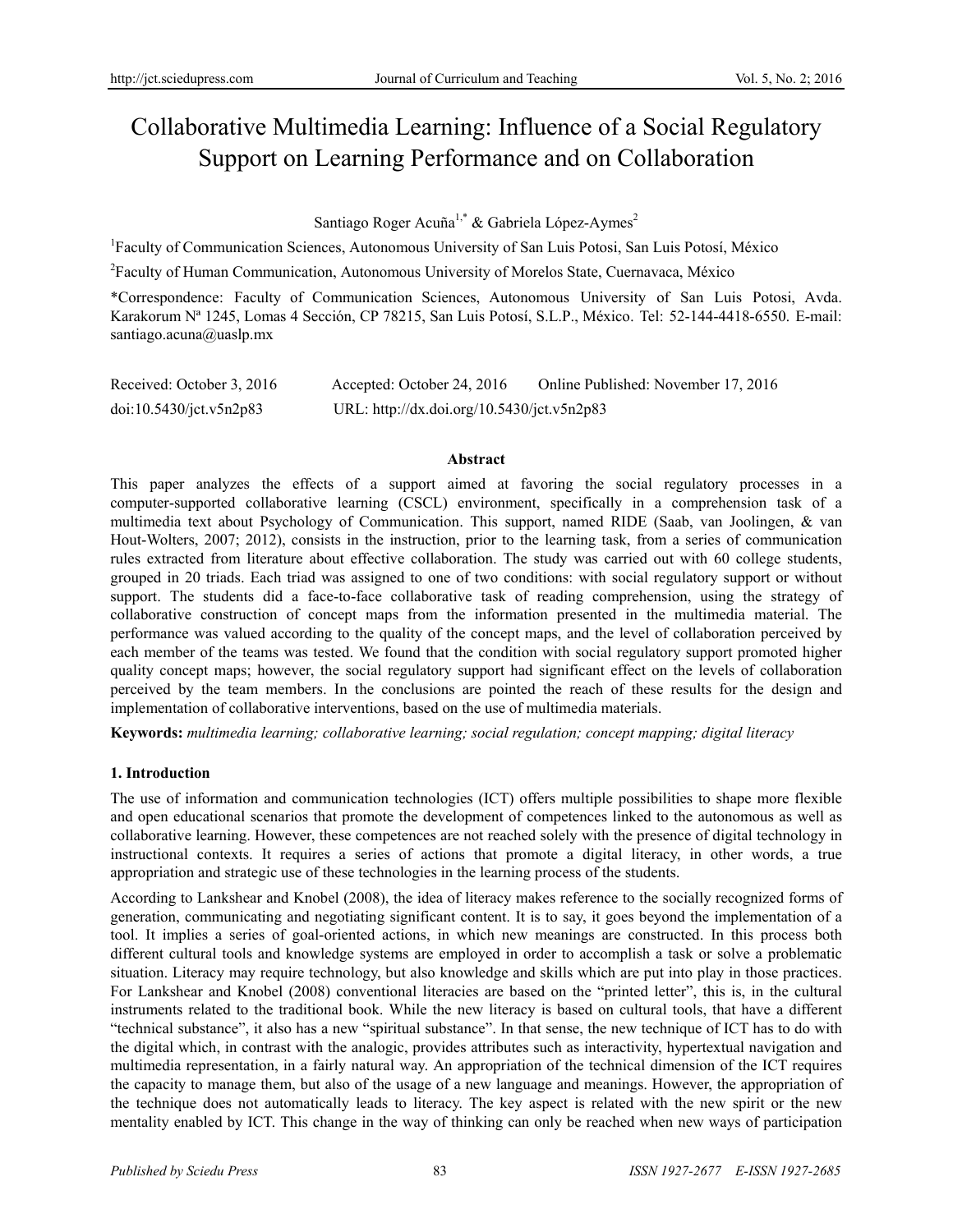# Collaborative Multimedia Learning: Influence of a Social Regulatory Support on Learning Performance and on Collaboration

Santiago Roger Acuña[1,*] & Gabriela López-Aymes[2]

[1]Faculty of Communication Sciences, Autonomous University of San Luis Potosi, San Luis Potosí, México

[2]Faculty of Human Communication, Autonomous University of Morelos State, Cuernavaca, México

*Correspondence: Faculty of Communication Sciences, Autonomous University of San Luis Potosi, Avda. Karakorum Nª 1245, Lomas 4 Sección, CP 78215, San Luis Potosí, S.L.P., México. Tel: 52-144-4418-6550. E-mail: santiago.acuna@uaslp.mx

Received: October 3, 2016 Accepted: October 24, 2016 Online Published: November 17, 2016

doi:10.5430/jct.v5n2p83 URL: http://dx.doi.org/10.5430/jct.v5n2p83

## Abstract

This paper analyzes the effects of a support aimed at favoring the social regulatory processes in a computer-supported collaborative learning (CSCL) environment, specifically in a comprehension task of a multimedia text about Psychology of Communication. This support, named RIDE (Saab, van Joolingen, & van Hout-Wolters, 2007; 2012), consists in the instruction, prior to the learning task, from a series of communication rules extracted from literature about effective collaboration. The study was carried out with 60 college students, grouped in 20 triads. Each triad was assigned to one of two conditions: with social regulatory support or without support. The students did a face-to-face collaborative task of reading comprehension, using the strategy of collaborative construction of concept maps from the information presented in the multimedia material. The performance was valued according to the quality of the concept maps, and the level of collaboration perceived by each member of the teams was tested. We found that the condition with social regulatory support promoted higher quality concept maps; however, the social regulatory support had significant effect on the levels of collaboration perceived by the team members. In the conclusions are pointed the reach of these results for the design and implementation of collaborative interventions, based on the use of multimedia materials.

**Keywords:** *multimedia learning; collaborative learning; social regulation; concept mapping; digital literacy*

## 1. Introduction

The use of information and communication technologies (ICT) offers multiple possibilities to shape more flexible and open educational scenarios that promote the development of competences linked to the autonomous as well as collaborative learning. However, these competences are not reached solely with the presence of digital technology in instructional contexts. It requires a series of actions that promote a digital literacy, in other words, a true appropriation and strategic use of these technologies in the learning process of the students.

According to Lankshear and Knobel (2008), the idea of literacy makes reference to the socially recognized forms of generation, communicating and negotiating significant content. It is to say, it goes beyond the implementation of a tool. It implies a series of goal-oriented actions, in which new meanings are constructed. In this process both different cultural tools and knowledge systems are employed in order to accomplish a task or solve a problematic situation. Literacy may require technology, but also knowledge and skills which are put into play in those practices. For Lankshear and Knobel (2008) conventional literacies are based on the "printed letter", this is, in the cultural instruments related to the traditional book. While the new literacy is based on cultural tools, that have a different "technical substance", it also has a new "spiritual substance". In that sense, the new technique of ICT has to do with the digital which, in contrast with the analogic, provides attributes such as interactivity, hypertextual navigation and multimedia representation, in a fairly natural way. An appropriation of the technical dimension of the ICT requires the capacity to manage them, but also of the usage of a new language and meanings. However, the appropriation of the technique does not automatically leads to literacy. The key aspect is related with the new spirit or the new mentality enabled by ICT. This change in the way of thinking can only be reached when new ways of participation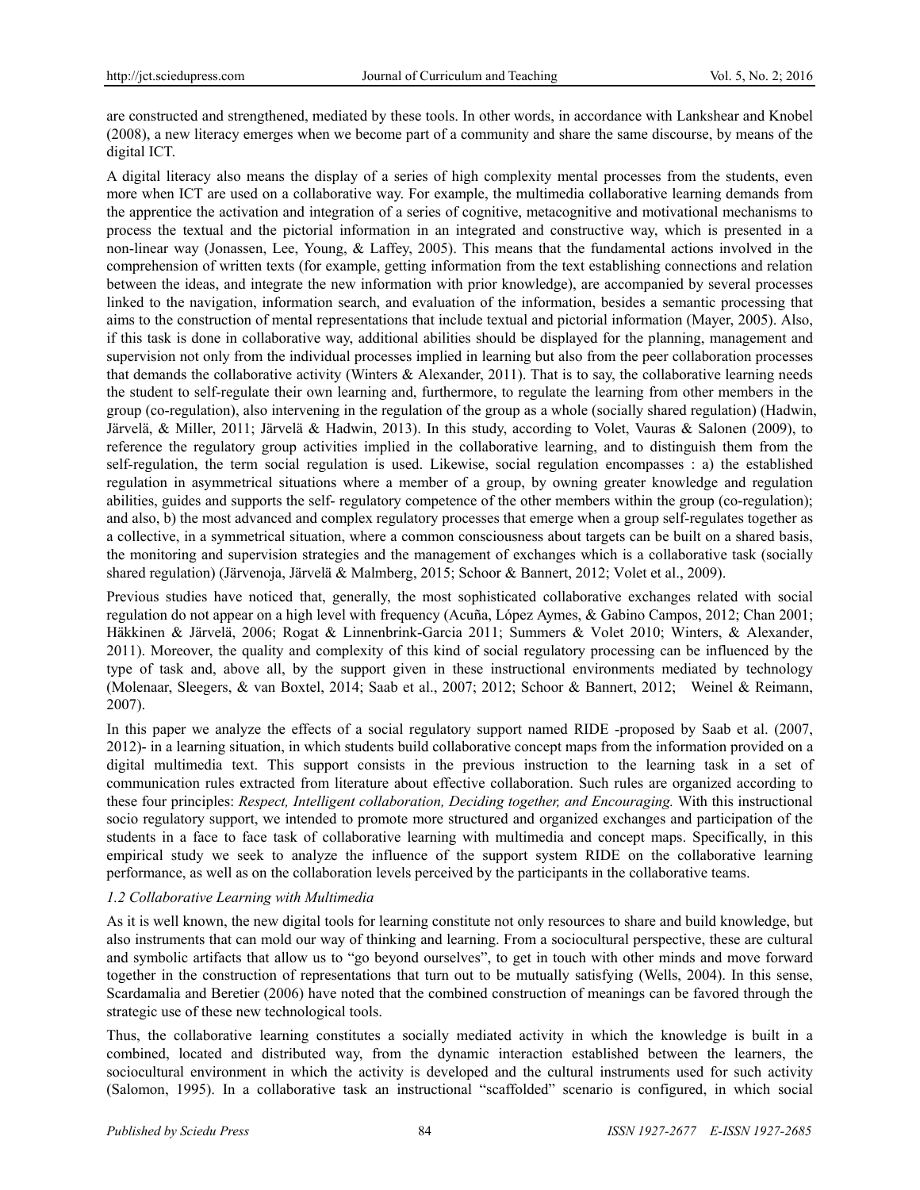are constructed and strengthened, mediated by these tools. In other words, in accordance with Lankshear and Knobel (2008), a new literacy emerges when we become part of a community and share the same discourse, by means of the digital ICT.

A digital literacy also means the display of a series of high complexity mental processes from the students, even more when ICT are used on a collaborative way. For example, the multimedia collaborative learning demands from the apprentice the activation and integration of a series of cognitive, metacognitive and motivational mechanisms to process the textual and the pictorial information in an integrated and constructive way, which is presented in a non-linear way (Jonassen, Lee, Young, & Laffey, 2005). This means that the fundamental actions involved in the comprehension of written texts (for example, getting information from the text establishing connections and relation between the ideas, and integrate the new information with prior knowledge), are accompanied by several processes linked to the navigation, information search, and evaluation of the information, besides a semantic processing that aims to the construction of mental representations that include textual and pictorial information (Mayer, 2005). Also, if this task is done in collaborative way, additional abilities should be displayed for the planning, management and supervision not only from the individual processes implied in learning but also from the peer collaboration processes that demands the collaborative activity (Winters & Alexander, 2011). That is to say, the collaborative learning needs the student to self-regulate their own learning and, furthermore, to regulate the learning from other members in the group (co-regulation), also intervening in the regulation of the group as a whole (socially shared regulation) (Hadwin, Järvelä, & Miller, 2011; Järvelä & Hadwin, 2013). In this study, according to Volet, Vauras & Salonen (2009), to reference the regulatory group activities implied in the collaborative learning, and to distinguish them from the self-regulation, the term social regulation is used. Likewise, social regulation encompasses : a) the established regulation in asymmetrical situations where a member of a group, by owning greater knowledge and regulation abilities, guides and supports the self- regulatory competence of the other members within the group (co-regulation); and also, b) the most advanced and complex regulatory processes that emerge when a group self-regulates together as a collective, in a symmetrical situation, where a common consciousness about targets can be built on a shared basis, the monitoring and supervision strategies and the management of exchanges which is a collaborative task (socially shared regulation) (Järvenoja, Järvelä & Malmberg, 2015; Schoor & Bannert, 2012; Volet et al., 2009).

Previous studies have noticed that, generally, the most sophisticated collaborative exchanges related with social regulation do not appear on a high level with frequency (Acuña, López Aymes, & Gabino Campos, 2012; Chan 2001; Häkkinen & Järvelä, 2006; Rogat & Linnenbrink-Garcia 2011; Summers & Volet 2010; Winters, & Alexander, 2011). Moreover, the quality and complexity of this kind of social regulatory processing can be influenced by the type of task and, above all, by the support given in these instructional environments mediated by technology (Molenaar, Sleegers, & van Boxtel, 2014; Saab et al., 2007; 2012; Schoor & Bannert, 2012; Weinel & Reimann, 2007).

In this paper we analyze the effects of a social regulatory support named RIDE -proposed by Saab et al. (2007, 2012)- in a learning situation, in which students build collaborative concept maps from the information provided on a digital multimedia text. This support consists in the previous instruction to the learning task in a set of communication rules extracted from literature about effective collaboration. Such rules are organized according to these four principles: *Respect, Intelligent collaboration, Deciding together, and Encouraging.* With this instructional socio regulatory support, we intended to promote more structured and organized exchanges and participation of the students in a face to face task of collaborative learning with multimedia and concept maps. Specifically, in this empirical study we seek to analyze the influence of the support system RIDE on the collaborative learning performance, as well as on the collaboration levels perceived by the participants in the collaborative teams.

### *1.2 Collaborative Learning with Multimedia*

As it is well known, the new digital tools for learning constitute not only resources to share and build knowledge, but also instruments that can mold our way of thinking and learning. From a sociocultural perspective, these are cultural and symbolic artifacts that allow us to "go beyond ourselves", to get in touch with other minds and move forward together in the construction of representations that turn out to be mutually satisfying (Wells, 2004). In this sense, Scardamalia and Beretier (2006) have noted that the combined construction of meanings can be favored through the strategic use of these new technological tools.

Thus, the collaborative learning constitutes a socially mediated activity in which the knowledge is built in a combined, located and distributed way, from the dynamic interaction established between the learners, the sociocultural environment in which the activity is developed and the cultural instruments used for such activity (Salomon, 1995). In a collaborative task an instructional "scaffolded" scenario is configured, in which social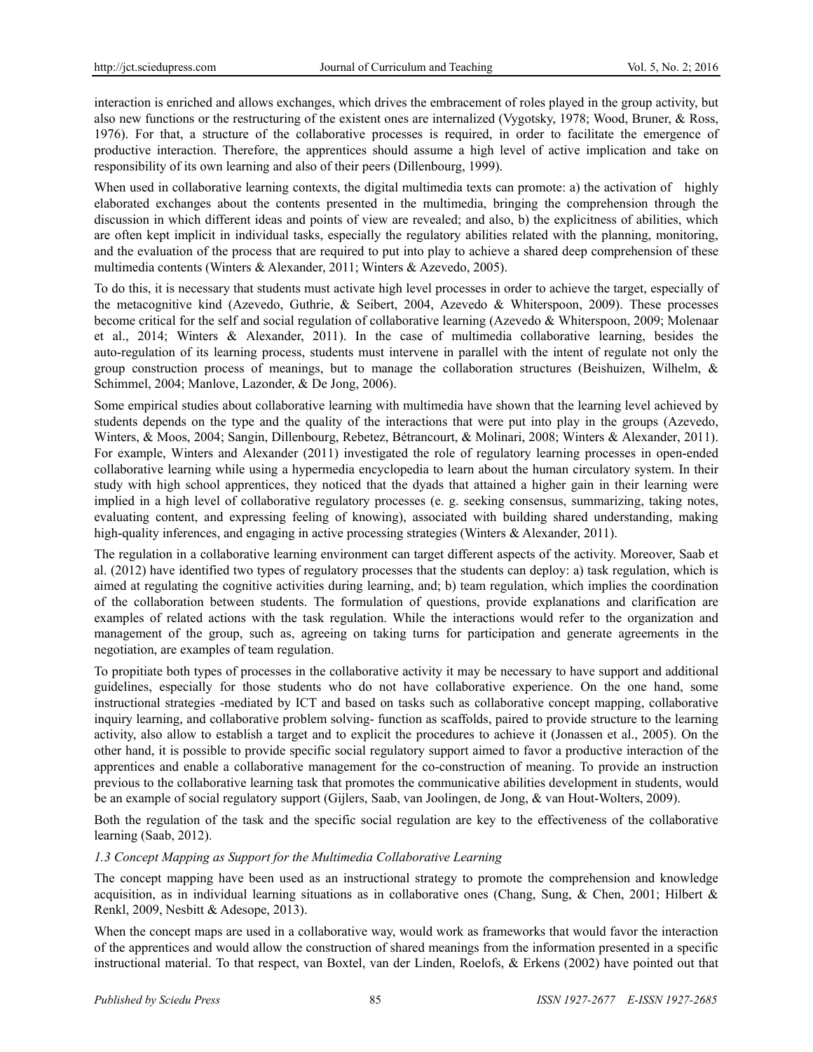interaction is enriched and allows exchanges, which drives the embracement of roles played in the group activity, but also new functions or the restructuring of the existent ones are internalized (Vygotsky, 1978; Wood, Bruner, & Ross, 1976). For that, a structure of the collaborative processes is required, in order to facilitate the emergence of productive interaction. Therefore, the apprentices should assume a high level of active implication and take on responsibility of its own learning and also of their peers (Dillenbourg, 1999).

When used in collaborative learning contexts, the digital multimedia texts can promote: a) the activation of highly elaborated exchanges about the contents presented in the multimedia, bringing the comprehension through the discussion in which different ideas and points of view are revealed; and also, b) the explicitness of abilities, which are often kept implicit in individual tasks, especially the regulatory abilities related with the planning, monitoring, and the evaluation of the process that are required to put into play to achieve a shared deep comprehension of these multimedia contents (Winters & Alexander, 2011; Winters & Azevedo, 2005).

To do this, it is necessary that students must activate high level processes in order to achieve the target, especially of the metacognitive kind (Azevedo, Guthrie, & Seibert, 2004, Azevedo & Whiterspoon, 2009). These processes become critical for the self and social regulation of collaborative learning (Azevedo & Whiterspoon, 2009; Molenaar et al., 2014; Winters & Alexander, 2011). In the case of multimedia collaborative learning, besides the auto-regulation of its learning process, students must intervene in parallel with the intent of regulate not only the group construction process of meanings, but to manage the collaboration structures (Beishuizen, Wilhelm, & Schimmel, 2004; Manlove, Lazonder, & De Jong, 2006).

Some empirical studies about collaborative learning with multimedia have shown that the learning level achieved by students depends on the type and the quality of the interactions that were put into play in the groups (Azevedo, Winters, & Moos, 2004; Sangin, Dillenbourg, Rebetez, Bétrancourt, & Molinari, 2008; Winters & Alexander, 2011). For example, Winters and Alexander (2011) investigated the role of regulatory learning processes in open-ended collaborative learning while using a hypermedia encyclopedia to learn about the human circulatory system. In their study with high school apprentices, they noticed that the dyads that attained a higher gain in their learning were implied in a high level of collaborative regulatory processes (e. g. seeking consensus, summarizing, taking notes, evaluating content, and expressing feeling of knowing), associated with building shared understanding, making high-quality inferences, and engaging in active processing strategies (Winters & Alexander, 2011).

The regulation in a collaborative learning environment can target different aspects of the activity. Moreover, Saab et al. (2012) have identified two types of regulatory processes that the students can deploy: a) task regulation, which is aimed at regulating the cognitive activities during learning, and; b) team regulation, which implies the coordination of the collaboration between students. The formulation of questions, provide explanations and clarification are examples of related actions with the task regulation. While the interactions would refer to the organization and management of the group, such as, agreeing on taking turns for participation and generate agreements in the negotiation, are examples of team regulation.

To propitiate both types of processes in the collaborative activity it may be necessary to have support and additional guidelines, especially for those students who do not have collaborative experience. On the one hand, some instructional strategies -mediated by ICT and based on tasks such as collaborative concept mapping, collaborative inquiry learning, and collaborative problem solving- function as scaffolds, paired to provide structure to the learning activity, also allow to establish a target and to explicit the procedures to achieve it (Jonassen et al., 2005). On the other hand, it is possible to provide specific social regulatory support aimed to favor a productive interaction of the apprentices and enable a collaborative management for the co-construction of meaning. To provide an instruction previous to the collaborative learning task that promotes the communicative abilities development in students, would be an example of social regulatory support (Gijlers, Saab, van Joolingen, de Jong, & van Hout-Wolters, 2009).

Both the regulation of the task and the specific social regulation are key to the effectiveness of the collaborative learning (Saab, 2012).

### *1.3 Concept Mapping as Support for the Multimedia Collaborative Learning*

The concept mapping have been used as an instructional strategy to promote the comprehension and knowledge acquisition, as in individual learning situations as in collaborative ones (Chang, Sung, & Chen, 2001; Hilbert & Renkl, 2009, Nesbitt & Adesope, 2013).

When the concept maps are used in a collaborative way, would work as frameworks that would favor the interaction of the apprentices and would allow the construction of shared meanings from the information presented in a specific instructional material. To that respect, van Boxtel, van der Linden, Roelofs, & Erkens (2002) have pointed out that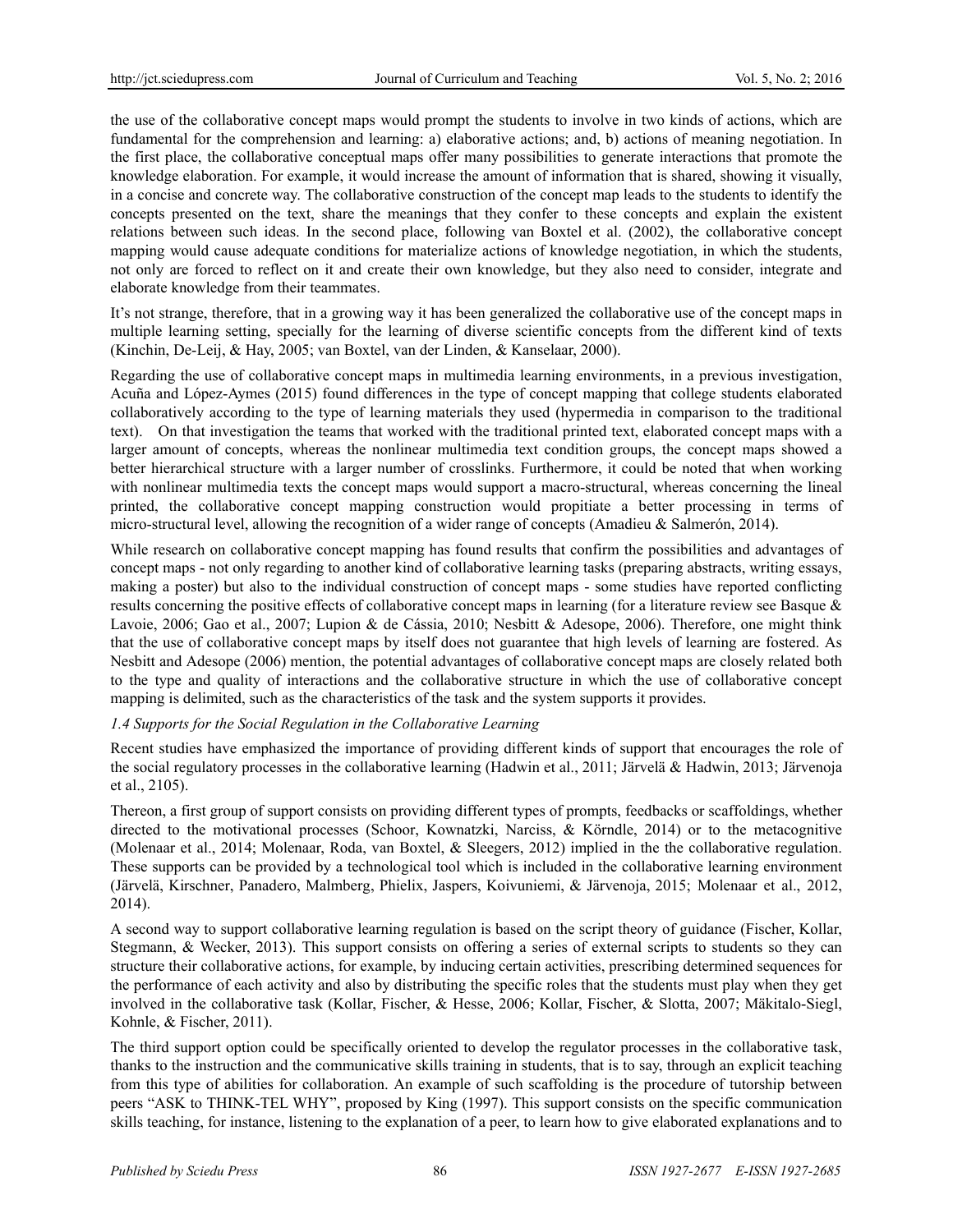the use of the collaborative concept maps would prompt the students to involve in two kinds of actions, which are fundamental for the comprehension and learning: a) elaborative actions; and, b) actions of meaning negotiation. In the first place, the collaborative conceptual maps offer many possibilities to generate interactions that promote the knowledge elaboration. For example, it would increase the amount of information that is shared, showing it visually, in a concise and concrete way. The collaborative construction of the concept map leads to the students to identify the concepts presented on the text, share the meanings that they confer to these concepts and explain the existent relations between such ideas. In the second place, following van Boxtel et al. (2002), the collaborative concept mapping would cause adequate conditions for materialize actions of knowledge negotiation, in which the students, not only are forced to reflect on it and create their own knowledge, but they also need to consider, integrate and elaborate knowledge from their teammates.

It's not strange, therefore, that in a growing way it has been generalized the collaborative use of the concept maps in multiple learning setting, specially for the learning of diverse scientific concepts from the different kind of texts (Kinchin, De-Leij, & Hay, 2005; van Boxtel, van der Linden, & Kanselaar, 2000).

Regarding the use of collaborative concept maps in multimedia learning environments, in a previous investigation, Acuña and López-Aymes (2015) found differences in the type of concept mapping that college students elaborated collaboratively according to the type of learning materials they used (hypermedia in comparison to the traditional text). On that investigation the teams that worked with the traditional printed text, elaborated concept maps with a larger amount of concepts, whereas the nonlinear multimedia text condition groups, the concept maps showed a better hierarchical structure with a larger number of crosslinks. Furthermore, it could be noted that when working with nonlinear multimedia texts the concept maps would support a macro-structural, whereas concerning the lineal printed, the collaborative concept mapping construction would propitiate a better processing in terms of micro-structural level, allowing the recognition of a wider range of concepts (Amadieu & Salmerón, 2014).

While research on collaborative concept mapping has found results that confirm the possibilities and advantages of concept maps - not only regarding to another kind of collaborative learning tasks (preparing abstracts, writing essays, making a poster) but also to the individual construction of concept maps - some studies have reported conflicting results concerning the positive effects of collaborative concept maps in learning (for a literature review see Basque & Lavoie, 2006; Gao et al., 2007; Lupion & de Cássia, 2010; Nesbitt & Adesope, 2006). Therefore, one might think that the use of collaborative concept maps by itself does not guarantee that high levels of learning are fostered. As Nesbitt and Adesope (2006) mention, the potential advantages of collaborative concept maps are closely related both to the type and quality of interactions and the collaborative structure in which the use of collaborative concept mapping is delimited, such as the characteristics of the task and the system supports it provides.

### *1.4 Supports for the Social Regulation in the Collaborative Learning*

Recent studies have emphasized the importance of providing different kinds of support that encourages the role of the social regulatory processes in the collaborative learning (Hadwin et al., 2011; Järvelä & Hadwin, 2013; Järvenoja et al., 2105).

Thereon, a first group of support consists on providing different types of prompts, feedbacks or scaffoldings, whether directed to the motivational processes (Schoor, Kownatzki, Narciss, & Körndle, 2014) or to the metacognitive (Molenaar et al., 2014; Molenaar, Roda, van Boxtel, & Sleegers, 2012) implied in the the collaborative regulation. These supports can be provided by a technological tool which is included in the collaborative learning environment (Järvelä, Kirschner, Panadero, Malmberg, Phielix, Jaspers, Koivuniemi, & Järvenoja, 2015; Molenaar et al., 2012, 2014).

A second way to support collaborative learning regulation is based on the script theory of guidance (Fischer, Kollar, Stegmann, & Wecker, 2013). This support consists on offering a series of external scripts to students so they can structure their collaborative actions, for example, by inducing certain activities, prescribing determined sequences for the performance of each activity and also by distributing the specific roles that the students must play when they get involved in the collaborative task (Kollar, Fischer, & Hesse, 2006; Kollar, Fischer, & Slotta, 2007; Mäkitalo-Siegl, Kohnle, & Fischer, 2011).

The third support option could be specifically oriented to develop the regulator processes in the collaborative task, thanks to the instruction and the communicative skills training in students, that is to say, through an explicit teaching from this type of abilities for collaboration. An example of such scaffolding is the procedure of tutorship between peers "ASK to THINK-TEL WHY", proposed by King (1997). This support consists on the specific communication skills teaching, for instance, listening to the explanation of a peer, to learn how to give elaborated explanations and to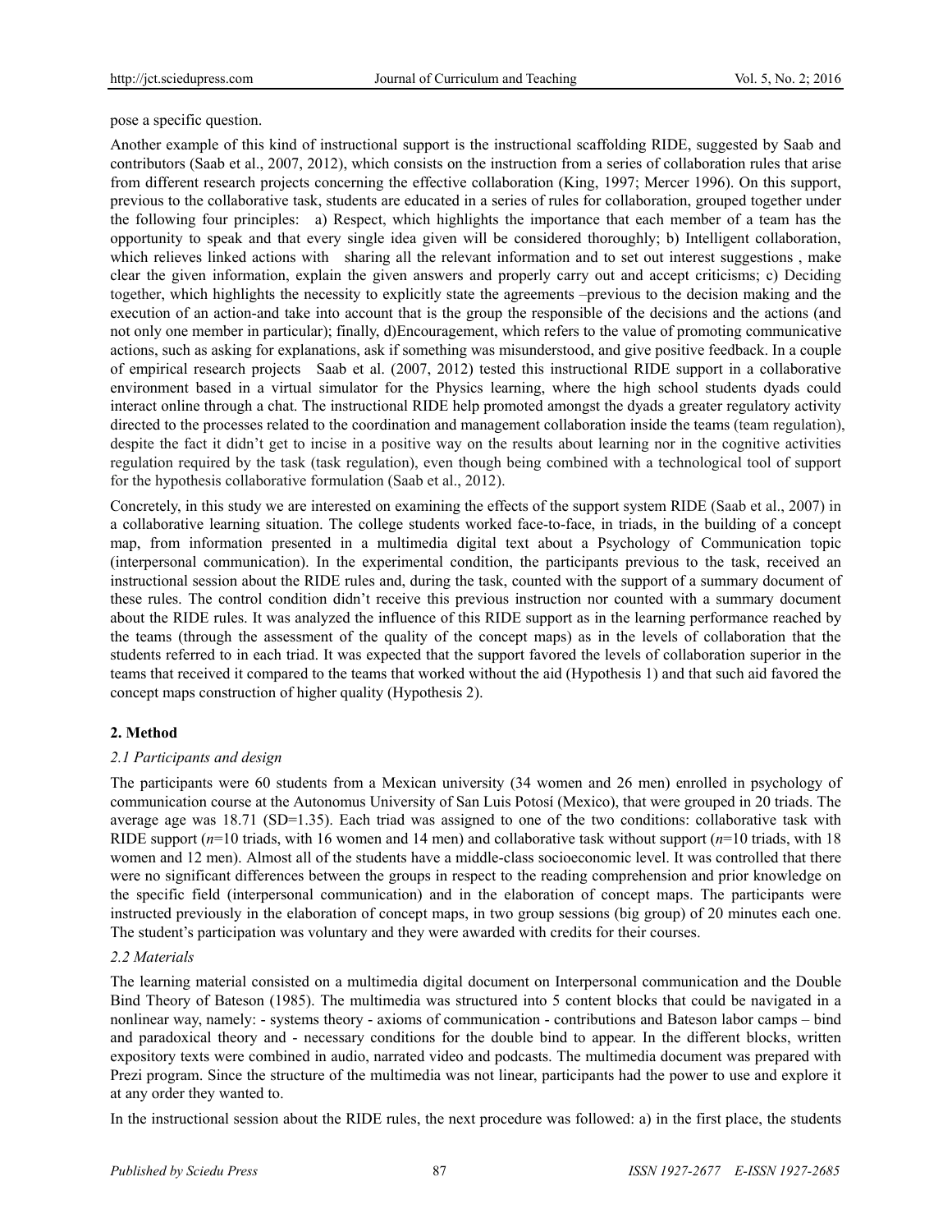pose a specific question.

Another example of this kind of instructional support is the instructional scaffolding RIDE, suggested by Saab and contributors (Saab et al., 2007, 2012), which consists on the instruction from a series of collaboration rules that arise from different research projects concerning the effective collaboration (King, 1997; Mercer 1996). On this support, previous to the collaborative task, students are educated in a series of rules for collaboration, grouped together under the following four principles: a) Respect, which highlights the importance that each member of a team has the opportunity to speak and that every single idea given will be considered thoroughly; b) Intelligent collaboration, which relieves linked actions with sharing all the relevant information and to set out interest suggestions , make clear the given information, explain the given answers and properly carry out and accept criticisms; c) Deciding together, which highlights the necessity to explicitly state the agreements –previous to the decision making and the execution of an action-and take into account that is the group the responsible of the decisions and the actions (and not only one member in particular); finally, d)Encouragement, which refers to the value of promoting communicative actions, such as asking for explanations, ask if something was misunderstood, and give positive feedback. In a couple of empirical research projects Saab et al. (2007, 2012) tested this instructional RIDE support in a collaborative environment based in a virtual simulator for the Physics learning, where the high school students dyads could interact online through a chat. The instructional RIDE help promoted amongst the dyads a greater regulatory activity directed to the processes related to the coordination and management collaboration inside the teams (team regulation), despite the fact it didn't get to incise in a positive way on the results about learning nor in the cognitive activities regulation required by the task (task regulation), even though being combined with a technological tool of support for the hypothesis collaborative formulation (Saab et al., 2012).

Concretely, in this study we are interested on examining the effects of the support system RIDE (Saab et al., 2007) in a collaborative learning situation. The college students worked face-to-face, in triads, in the building of a concept map, from information presented in a multimedia digital text about a Psychology of Communication topic (interpersonal communication). In the experimental condition, the participants previous to the task, received an instructional session about the RIDE rules and, during the task, counted with the support of a summary document of these rules. The control condition didn't receive this previous instruction nor counted with a summary document about the RIDE rules. It was analyzed the influence of this RIDE support as in the learning performance reached by the teams (through the assessment of the quality of the concept maps) as in the levels of collaboration that the students referred to in each triad. It was expected that the support favored the levels of collaboration superior in the teams that received it compared to the teams that worked without the aid (Hypothesis 1) and that such aid favored the concept maps construction of higher quality (Hypothesis 2).

## 2. Method

### 2.1 Participants and design

The participants were 60 students from a Mexican university (34 women and 26 men) enrolled in psychology of communication course at the Autonomus University of San Luis Potosí (Mexico), that were grouped in 20 triads. The average age was 18.71 (SD=1.35). Each triad was assigned to one of the two conditions: collaborative task with RIDE support ($n$=10 triads, with 16 women and 14 men) and collaborative task without support ($n$=10 triads, with 18 women and 12 men). Almost all of the students have a middle-class socioeconomic level. It was controlled that there were no significant differences between the groups in respect to the reading comprehension and prior knowledge on the specific field (interpersonal communication) and in the elaboration of concept maps. The participants were instructed previously in the elaboration of concept maps, in two group sessions (big group) of 20 minutes each one. The student's participation was voluntary and they were awarded with credits for their courses.

### 2.2 Materials

The learning material consisted on a multimedia digital document on Interpersonal communication and the Double Bind Theory of Bateson (1985). The multimedia was structured into 5 content blocks that could be navigated in a nonlinear way, namely: - systems theory - axioms of communication - contributions and Bateson labor camps – bind and paradoxical theory and - necessary conditions for the double bind to appear. In the different blocks, written expository texts were combined in audio, narrated video and podcasts. The multimedia document was prepared with Prezi program. Since the structure of the multimedia was not linear, participants had the power to use and explore it at any order they wanted to.

In the instructional session about the RIDE rules, the next procedure was followed: a) in the first place, the students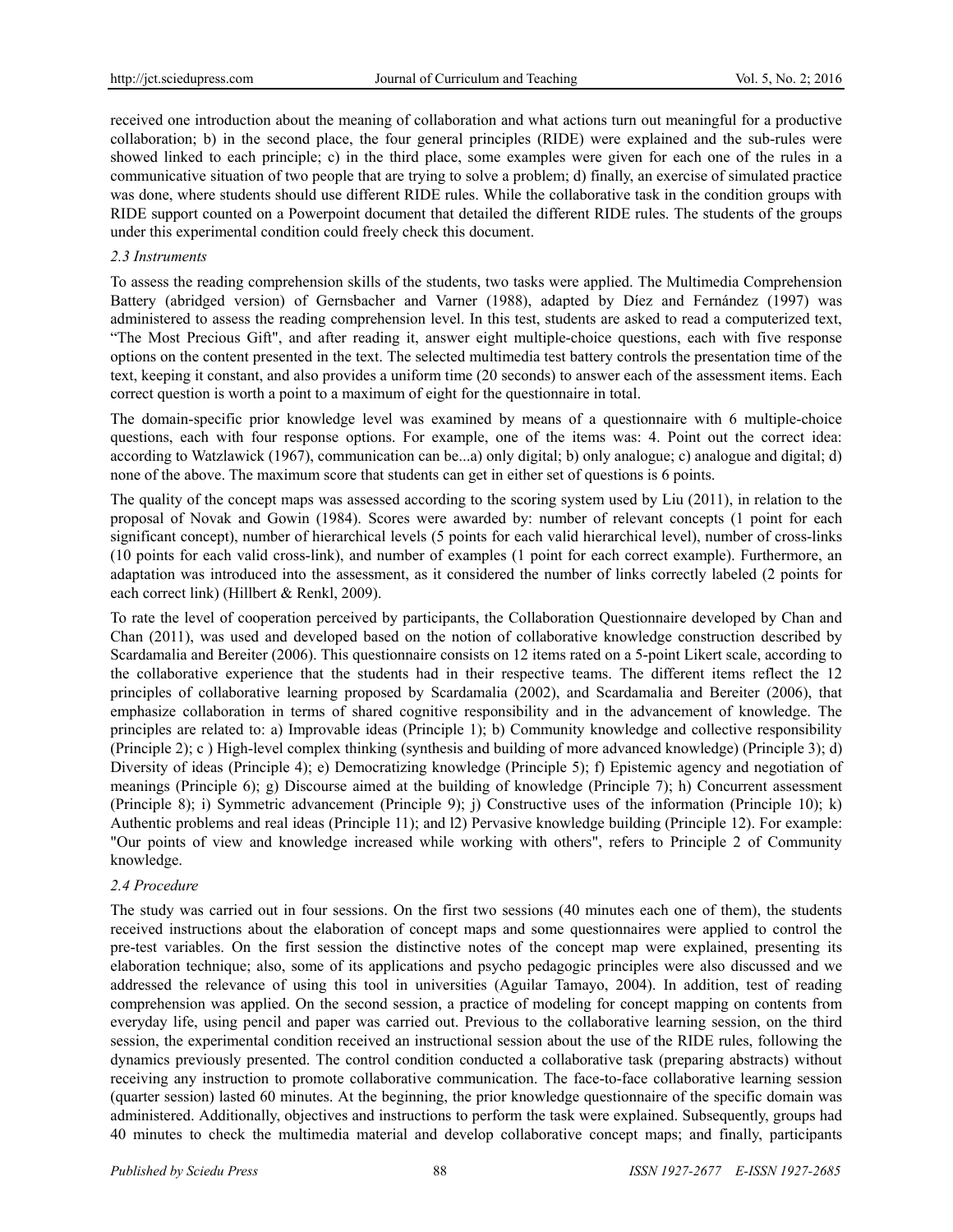received one introduction about the meaning of collaboration and what actions turn out meaningful for a productive collaboration; b) in the second place, the four general principles (RIDE) were explained and the sub-rules were showed linked to each principle; c) in the third place, some examples were given for each one of the rules in a communicative situation of two people that are trying to solve a problem; d) finally, an exercise of simulated practice was done, where students should use different RIDE rules. While the collaborative task in the condition groups with RIDE support counted on a Powerpoint document that detailed the different RIDE rules. The students of the groups under this experimental condition could freely check this document.

### *2.3 Instruments*

To assess the reading comprehension skills of the students, two tasks were applied. The Multimedia Comprehension Battery (abridged version) of Gernsbacher and Varner (1988), adapted by Díez and Fernández (1997) was administered to assess the reading comprehension level. In this test, students are asked to read a computerized text, "The Most Precious Gift", and after reading it, answer eight multiple-choice questions, each with five response options on the content presented in the text. The selected multimedia test battery controls the presentation time of the text, keeping it constant, and also provides a uniform time (20 seconds) to answer each of the assessment items. Each correct question is worth a point to a maximum of eight for the questionnaire in total.

The domain-specific prior knowledge level was examined by means of a questionnaire with 6 multiple-choice questions, each with four response options. For example, one of the items was: 4. Point out the correct idea: according to Watzlawick (1967), communication can be...a) only digital; b) only analogue; c) analogue and digital; d) none of the above. The maximum score that students can get in either set of questions is 6 points.

The quality of the concept maps was assessed according to the scoring system used by Liu (2011), in relation to the proposal of Novak and Gowin (1984). Scores were awarded by: number of relevant concepts (1 point for each significant concept), number of hierarchical levels (5 points for each valid hierarchical level), number of cross-links (10 points for each valid cross-link), and number of examples (1 point for each correct example). Furthermore, an adaptation was introduced into the assessment, as it considered the number of links correctly labeled (2 points for each correct link) (Hillbert & Renkl, 2009).

To rate the level of cooperation perceived by participants, the Collaboration Questionnaire developed by Chan and Chan (2011), was used and developed based on the notion of collaborative knowledge construction described by Scardamalia and Bereiter (2006). This questionnaire consists on 12 items rated on a 5-point Likert scale, according to the collaborative experience that the students had in their respective teams. The different items reflect the 12 principles of collaborative learning proposed by Scardamalia (2002), and Scardamalia and Bereiter (2006), that emphasize collaboration in terms of shared cognitive responsibility and in the advancement of knowledge. The principles are related to: a) Improvable ideas (Principle 1); b) Community knowledge and collective responsibility (Principle 2); c ) High-level complex thinking (synthesis and building of more advanced knowledge) (Principle 3); d) Diversity of ideas (Principle 4); e) Democratizing knowledge (Principle 5); f) Epistemic agency and negotiation of meanings (Principle 6); g) Discourse aimed at the building of knowledge (Principle 7); h) Concurrent assessment (Principle 8); i) Symmetric advancement (Principle 9); j) Constructive uses of the information (Principle 10); k) Authentic problems and real ideas (Principle 11); and l2) Pervasive knowledge building (Principle 12). For example: "Our points of view and knowledge increased while working with others", refers to Principle 2 of Community knowledge.

### *2.4 Procedure*

The study was carried out in four sessions. On the first two sessions (40 minutes each one of them), the students received instructions about the elaboration of concept maps and some questionnaires were applied to control the pre-test variables. On the first session the distinctive notes of the concept map were explained, presenting its elaboration technique; also, some of its applications and psycho pedagogic principles were also discussed and we addressed the relevance of using this tool in universities (Aguilar Tamayo, 2004). In addition, test of reading comprehension was applied. On the second session, a practice of modeling for concept mapping on contents from everyday life, using pencil and paper was carried out. Previous to the collaborative learning session, on the third session, the experimental condition received an instructional session about the use of the RIDE rules, following the dynamics previously presented. The control condition conducted a collaborative task (preparing abstracts) without receiving any instruction to promote collaborative communication. The face-to-face collaborative learning session (quarter session) lasted 60 minutes. At the beginning, the prior knowledge questionnaire of the specific domain was administered. Additionally, objectives and instructions to perform the task were explained. Subsequently, groups had 40 minutes to check the multimedia material and develop collaborative concept maps; and finally, participants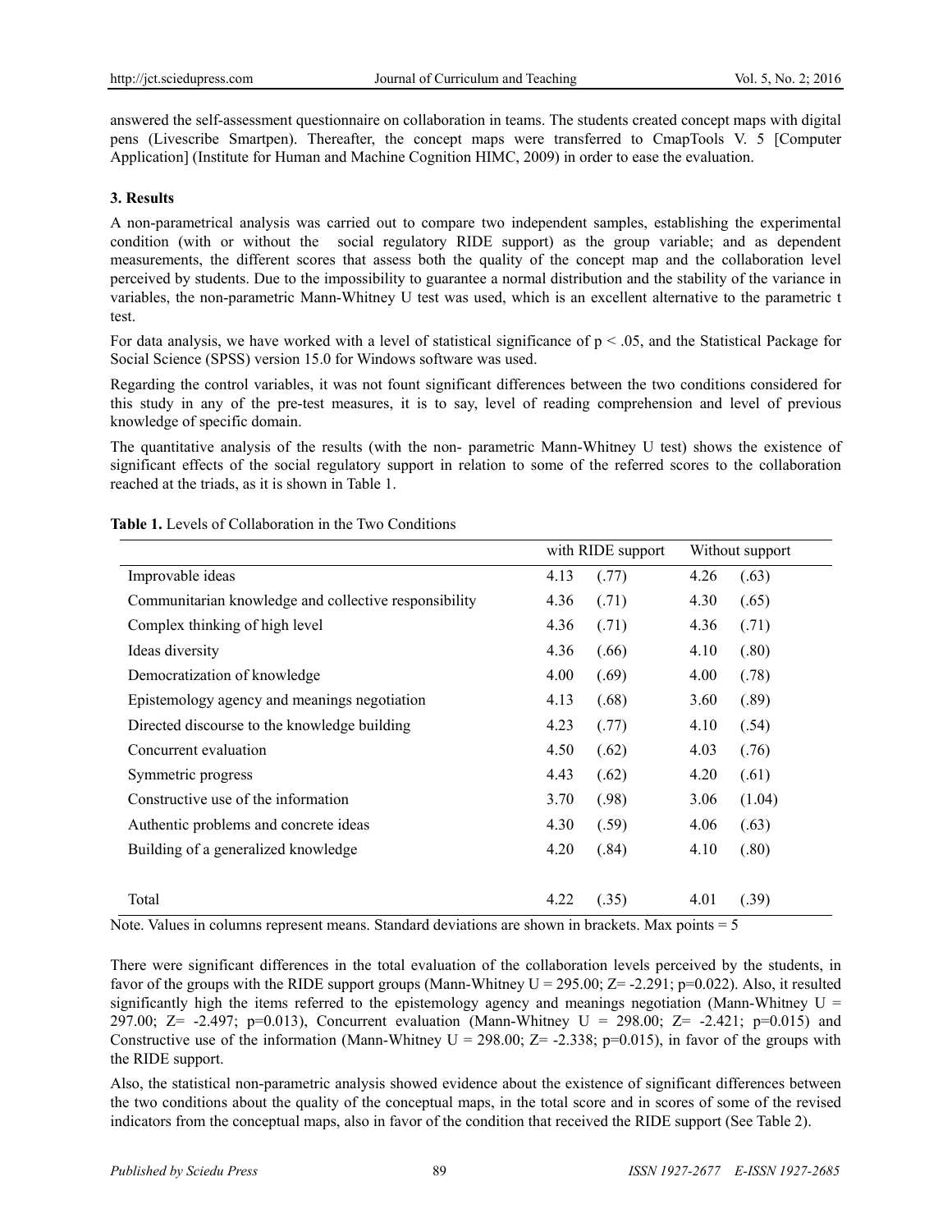answered the self-assessment questionnaire on collaboration in teams. The students created concept maps with digital pens (Livescribe Smartpen). Thereafter, the concept maps were transferred to CmapTools V. 5 [Computer Application] (Institute for Human and Machine Cognition HIMC, 2009) in order to ease the evaluation.

### 3. Results

A non-parametrical analysis was carried out to compare two independent samples, establishing the experimental condition (with or without the social regulatory RIDE support) as the group variable; and as dependent measurements, the different scores that assess both the quality of the concept map and the collaboration level perceived by students. Due to the impossibility to guarantee a normal distribution and the stability of the variance in variables, the non-parametric Mann-Whitney U test was used, which is an excellent alternative to the parametric t test.

For data analysis, we have worked with a level of statistical significance of $p < .05$, and the Statistical Package for Social Science (SPSS) version 15.0 for Windows software was used.

Regarding the control variables, it was not fount significant differences between the two conditions considered for this study in any of the pre-test measures, it is to say, level of reading comprehension and level of previous knowledge of specific domain.

The quantitative analysis of the results (with the non- parametric Mann-Whitney U test) shows the existence of significant effects of the social regulatory support in relation to some of the referred scores to the collaboration reached at the triads, as it is shown in Table 1.

**Table 1.** Levels of Collaboration in the Two Conditions

| | with RIDE support | | Without support | |
|---|---|---|---|---|
| Improvable ideas | 4.13 | (.77) | 4.26 | (.63) |
| Communitarian knowledge and collective responsibility | 4.36 | (.71) | 4.30 | (.65) |
| Complex thinking of high level | 4.36 | (.71) | 4.36 | (.71) |
| Ideas diversity | 4.36 | (.66) | 4.10 | (.80) |
| Democratization of knowledge | 4.00 | (.69) | 4.00 | (.78) |
| Epistemology agency and meanings negotiation | 4.13 | (.68) | 3.60 | (.89) |
| Directed discourse to the knowledge building | 4.23 | (.77) | 4.10 | (.54) |
| Concurrent evaluation | 4.50 | (.62) | 4.03 | (.76) |
| Symmetric progress | 4.43 | (.62) | 4.20 | (.61) |
| Constructive use of the information | 3.70 | (.98) | 3.06 | (1.04) |
| Authentic problems and concrete ideas | 4.30 | (.59) | 4.06 | (.63) |
| Building of a generalized knowledge | 4.20 | (.84) | 4.10 | (.80) |
| Total | 4.22 | (.35) | 4.01 | (.39) |

Note. Values in columns represent means. Standard deviations are shown in brackets. Max points = 5

There were significant differences in the total evaluation of the collaboration levels perceived by the students, in favor of the groups with the RIDE support groups (Mann-Whitney U = 295.00; Z= -2.291; p=0.022). Also, it resulted significantly high the items referred to the epistemology agency and meanings negotiation (Mann-Whitney U = 297.00; Z= -2.497; p=0.013), Concurrent evaluation (Mann-Whitney U = 298.00; Z= -2.421; p=0.015) and Constructive use of the information (Mann-Whitney U = 298.00; Z= -2.338; p=0.015), in favor of the groups with the RIDE support.

Also, the statistical non-parametric analysis showed evidence about the existence of significant differences between the two conditions about the quality of the conceptual maps, in the total score and in scores of some of the revised indicators from the conceptual maps, also in favor of the condition that received the RIDE support (See Table 2).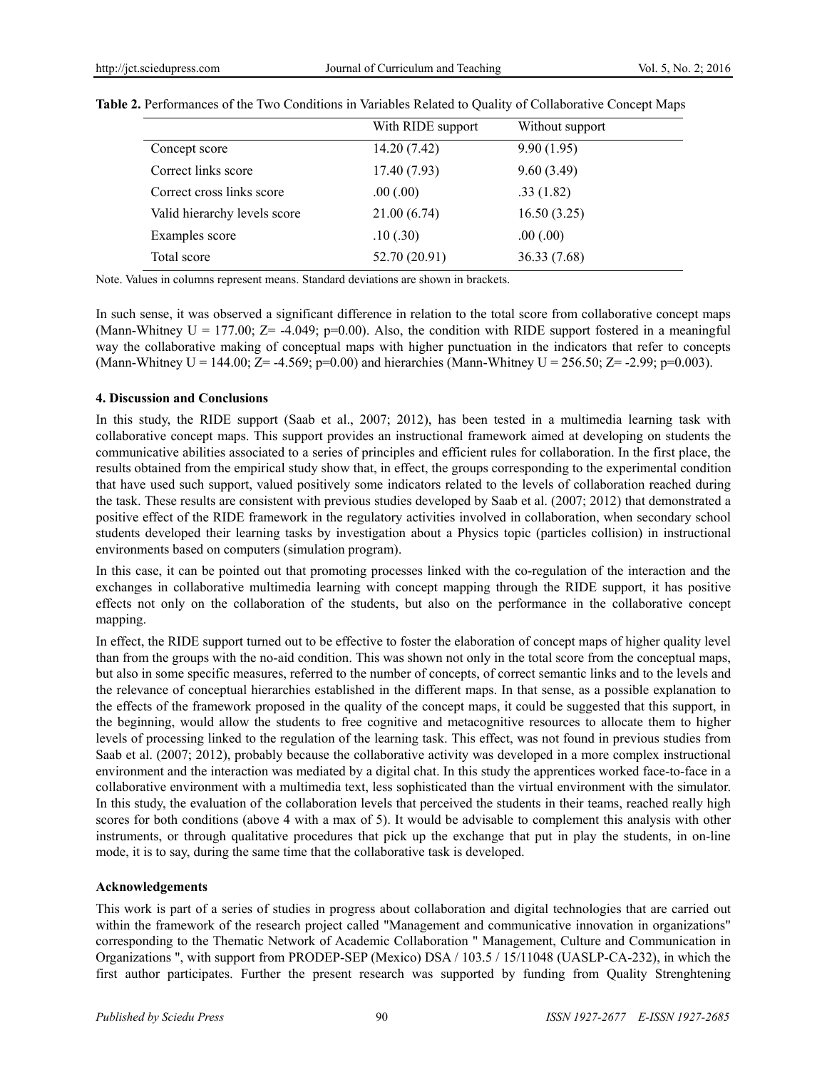**Table 2.** Performances of the Two Conditions in Variables Related to Quality of Collaborative Concept Maps

| | With RIDE support | Without support |
|---|---|---|
| Concept score | 14.20 (7.42) | 9.90 (1.95) |
| Correct links score | 17.40 (7.93) | 9.60 (3.49) |
| Correct cross links score | .00 (.00) | .33 (1.82) |
| Valid hierarchy levels score | 21.00 (6.74) | 16.50 (3.25) |
| Examples score | .10 (.30) | .00 (.00) |
| Total score | 52.70 (20.91) | 36.33 (7.68) |

Note. Values in columns represent means. Standard deviations are shown in brackets.

In such sense, it was observed a significant difference in relation to the total score from collaborative concept maps (Mann-Whitney $U = 177.00$; $Z= -4.049$; $p=0.00$). Also, the condition with RIDE support fostered in a meaningful way the collaborative making of conceptual maps with higher punctuation in the indicators that refer to concepts (Mann-Whitney $U = 144.00$; $Z= -4.569$; $p=0.00$) and hierarchies (Mann-Whitney $U = 256.50$; $Z= -2.99$; $p=0.003$).

## 4. Discussion and Conclusions

In this study, the RIDE support (Saab et al., 2007; 2012), has been tested in a multimedia learning task with collaborative concept maps. This support provides an instructional framework aimed at developing on students the communicative abilities associated to a series of principles and efficient rules for collaboration. In the first place, the results obtained from the empirical study show that, in effect, the groups corresponding to the experimental condition that have used such support, valued positively some indicators related to the levels of collaboration reached during the task. These results are consistent with previous studies developed by Saab et al. (2007; 2012) that demonstrated a positive effect of the RIDE framework in the regulatory activities involved in collaboration, when secondary school students developed their learning tasks by investigation about a Physics topic (particles collision) in instructional environments based on computers (simulation program).

In this case, it can be pointed out that promoting processes linked with the co-regulation of the interaction and the exchanges in collaborative multimedia learning with concept mapping through the RIDE support, it has positive effects not only on the collaboration of the students, but also on the performance in the collaborative concept mapping.

In effect, the RIDE support turned out to be effective to foster the elaboration of concept maps of higher quality level than from the groups with the no-aid condition. This was shown not only in the total score from the conceptual maps, but also in some specific measures, referred to the number of concepts, of correct semantic links and to the levels and the relevance of conceptual hierarchies established in the different maps. In that sense, as a possible explanation to the effects of the framework proposed in the quality of the concept maps, it could be suggested that this support, in the beginning, would allow the students to free cognitive and metacognitive resources to allocate them to higher levels of processing linked to the regulation of the learning task. This effect, was not found in previous studies from Saab et al. (2007; 2012), probably because the collaborative activity was developed in a more complex instructional environment and the interaction was mediated by a digital chat. In this study the apprentices worked face-to-face in a collaborative environment with a multimedia text, less sophisticated than the virtual environment with the simulator. In this study, the evaluation of the collaboration levels that perceived the students in their teams, reached really high scores for both conditions (above 4 with a max of 5). It would be advisable to complement this analysis with other instruments, or through qualitative procedures that pick up the exchange that put in play the students, in on-line mode, it is to say, during the same time that the collaborative task is developed.

## Acknowledgements

This work is part of a series of studies in progress about collaboration and digital technologies that are carried out within the framework of the research project called "Management and communicative innovation in organizations" corresponding to the Thematic Network of Academic Collaboration " Management, Culture and Communication in Organizations ", with support from PRODEP-SEP (Mexico) DSA / 103.5 / 15/11048 (UASLP-CA-232), in which the first author participates. Further the present research was supported by funding from Quality Strenghtening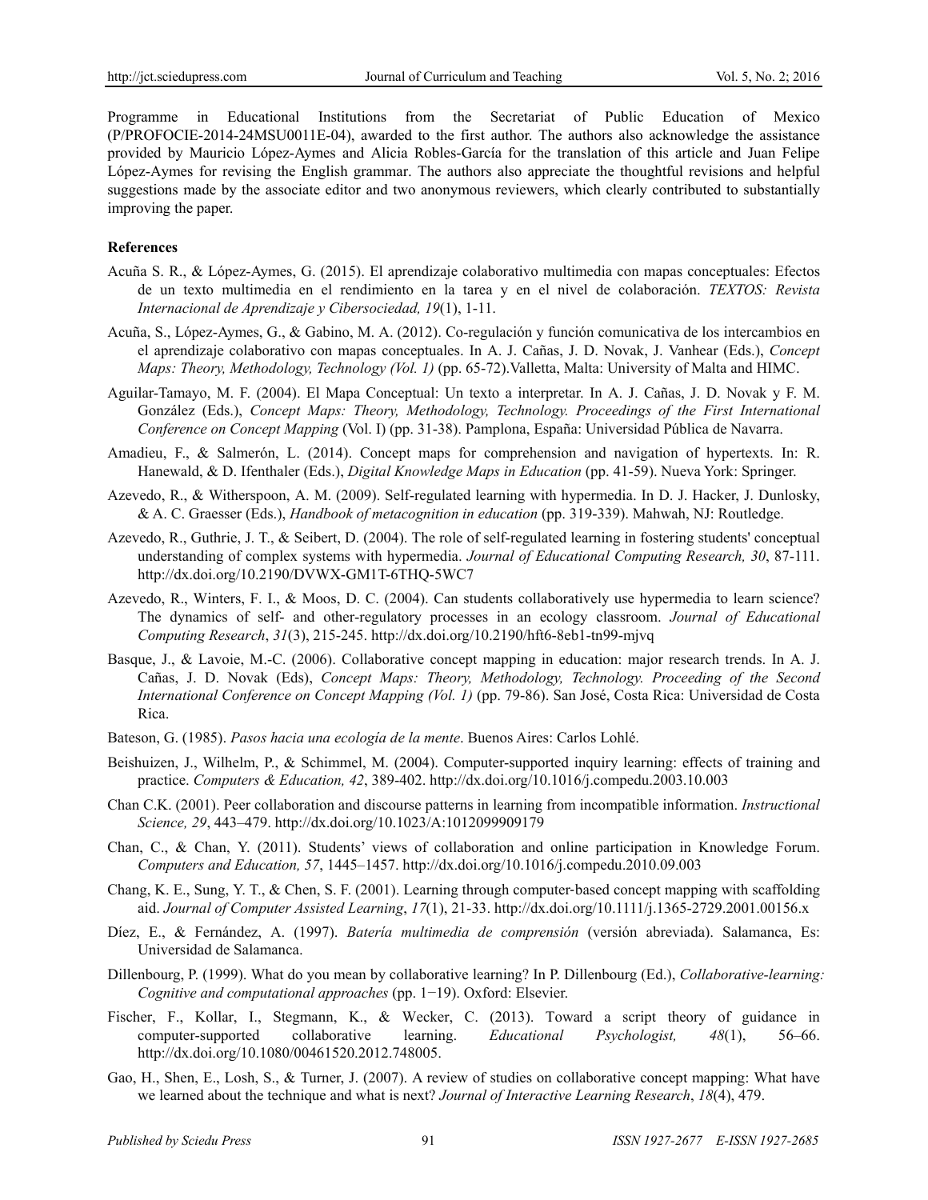Programme in Educational Institutions from the Secretariat of Public Education of Mexico (P/PROFOCIE-2014-24MSU0011E-04), awarded to the first author. The authors also acknowledge the assistance provided by Mauricio López-Aymes and Alicia Robles-García for the translation of this article and Juan Felipe López-Aymes for revising the English grammar. The authors also appreciate the thoughtful revisions and helpful suggestions made by the associate editor and two anonymous reviewers, which clearly contributed to substantially improving the paper.

**References**

Acuña S. R., & López-Aymes, G. (2015). El aprendizaje colaborativo multimedia con mapas conceptuales: Efectos de un texto multimedia en el rendimiento en la tarea y en el nivel de colaboración. *TEXTOS: Revista Internacional de Aprendizaje y Cibersociedad, 19*(1), 1-11.

Acuña, S., López-Aymes, G., & Gabino, M. A. (2012). Co-regulación y función comunicativa de los intercambios en el aprendizaje colaborativo con mapas conceptuales. In A. J. Cañas, J. D. Novak, J. Vanhear (Eds.), *Concept Maps: Theory, Methodology, Technology (Vol. 1)* (pp. 65-72).Valletta, Malta: University of Malta and HIMC.

Aguilar-Tamayo, M. F. (2004). El Mapa Conceptual: Un texto a interpretar. In A. J. Cañas, J. D. Novak y F. M. González (Eds.), *Concept Maps: Theory, Methodology, Technology. Proceedings of the First International Conference on Concept Mapping* (Vol. I) (pp. 31-38). Pamplona, España: Universidad Pública de Navarra.

Amadieu, F., & Salmerón, L. (2014). Concept maps for comprehension and navigation of hypertexts. In: R. Hanewald, & D. Ifenthaler (Eds.), *Digital Knowledge Maps in Education* (pp. 41-59). Nueva York: Springer.

Azevedo, R., & Witherspoon, A. M. (2009). Self-regulated learning with hypermedia. In D. J. Hacker, J. Dunlosky, & A. C. Graesser (Eds.), *Handbook of metacognition in education* (pp. 319-339). Mahwah, NJ: Routledge.

Azevedo, R., Guthrie, J. T., & Seibert, D. (2004). The role of self-regulated learning in fostering students' conceptual understanding of complex systems with hypermedia. *Journal of Educational Computing Research, 30*, 87-111. http://dx.doi.org/10.2190/DVWX-GM1T-6THQ-5WC7

Azevedo, R., Winters, F. I., & Moos, D. C. (2004). Can students collaboratively use hypermedia to learn science? The dynamics of self- and other-regulatory processes in an ecology classroom. *Journal of Educational Computing Research*, *31*(3), 215-245. http://dx.doi.org/10.2190/hft6-8eb1-tn99-mjvq

Basque, J., & Lavoie, M.-C. (2006). Collaborative concept mapping in education: major research trends. In A. J. Cañas, J. D. Novak (Eds), *Concept Maps: Theory, Methodology, Technology. Proceeding of the Second International Conference on Concept Mapping (Vol. 1)* (pp. 79-86). San José, Costa Rica: Universidad de Costa Rica.

Bateson, G. (1985). *Pasos hacia una ecología de la mente*. Buenos Aires: Carlos Lohlé.

Beishuizen, J., Wilhelm, P., & Schimmel, M. (2004). Computer-supported inquiry learning: effects of training and practice. *Computers & Education, 42*, 389-402. http://dx.doi.org/10.1016/j.compedu.2003.10.003

Chan C.K. (2001). Peer collaboration and discourse patterns in learning from incompatible information. *Instructional Science, 29*, 443–479. http://dx.doi.org/10.1023/A:1012099909179

Chan, C., & Chan, Y. (2011). Students' views of collaboration and online participation in Knowledge Forum. *Computers and Education, 57*, 1445–1457. http://dx.doi.org/10.1016/j.compedu.2010.09.003

Chang, K. E., Sung, Y. T., & Chen, S. F. (2001). Learning through computer-based concept mapping with scaffolding aid. *Journal of Computer Assisted Learning*, *17*(1), 21-33. http://dx.doi.org/10.1111/j.1365-2729.2001.00156.x

Díez, E., & Fernández, A. (1997). *Batería multimedia de comprensión* (versión abreviada). Salamanca, Es: Universidad de Salamanca.

Dillenbourg, P. (1999). What do you mean by collaborative learning? In P. Dillenbourg (Ed.), *Collaborative-learning: Cognitive and computational approaches* (pp. 1−19). Oxford: Elsevier.

Fischer, F., Kollar, I., Stegmann, K., & Wecker, C. (2013). Toward a script theory of guidance in computer-supported collaborative learning. *Educational Psychologist, 48*(1), 56–66. http://dx.doi.org/10.1080/00461520.2012.748005.

Gao, H., Shen, E., Losh, S., & Turner, J. (2007). A review of studies on collaborative concept mapping: What have we learned about the technique and what is next? *Journal of Interactive Learning Research*, *18*(4), 479.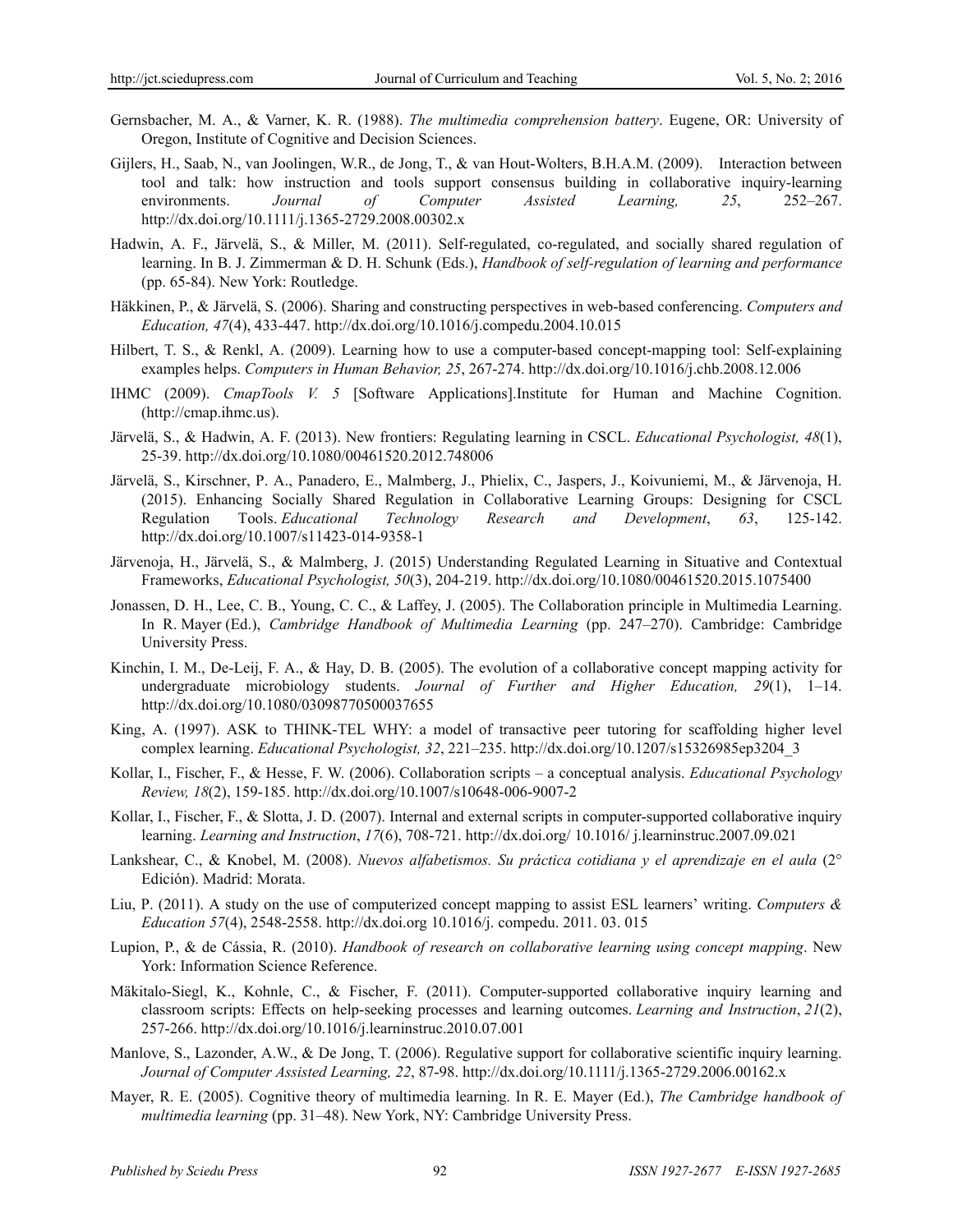Gernsbacher, M. A., & Varner, K. R. (1988). *The multimedia comprehension battery*. Eugene, OR: University of Oregon, Institute of Cognitive and Decision Sciences.

Gijlers, H., Saab, N., van Joolingen, W.R., de Jong, T., & van Hout-Wolters, B.H.A.M. (2009). Interaction between tool and talk: how instruction and tools support consensus building in collaborative inquiry-learning environments. *Journal of Computer Assisted Learning, 25*, 252–267. http://dx.doi.org/10.1111/j.1365-2729.2008.00302.x

Hadwin, A. F., Järvelä, S., & Miller, M. (2011). Self-regulated, co-regulated, and socially shared regulation of learning. In B. J. Zimmerman & D. H. Schunk (Eds.), *Handbook of self-regulation of learning and performance* (pp. 65-84). New York: Routledge.

Häkkinen, P., & Järvelä, S. (2006). Sharing and constructing perspectives in web-based conferencing. *Computers and Education, 47*(4), 433-447. http://dx.doi.org/10.1016/j.compedu.2004.10.015

Hilbert, T. S., & Renkl, A. (2009). Learning how to use a computer-based concept-mapping tool: Self-explaining examples helps. *Computers in Human Behavior, 25*, 267-274. http://dx.doi.org/10.1016/j.chb.2008.12.006

IHMC (2009). *CmapTools V. 5* [Software Applications].Institute for Human and Machine Cognition. (http://cmap.ihmc.us).

Järvelä, S., & Hadwin, A. F. (2013). New frontiers: Regulating learning in CSCL. *Educational Psychologist, 48*(1), 25-39. http://dx.doi.org/10.1080/00461520.2012.748006

Järvelä, S., Kirschner, P. A., Panadero, E., Malmberg, J., Phielix, C., Jaspers, J., Koivuniemi, M., & Järvenoja, H. (2015). Enhancing Socially Shared Regulation in Collaborative Learning Groups: Designing for CSCL Regulation Tools. *Educational Technology Research and Development*, *63*, 125-142. http://dx.doi.org/10.1007/s11423-014-9358-1

Järvenoja, H., Järvelä, S., & Malmberg, J. (2015) Understanding Regulated Learning in Situative and Contextual Frameworks, *Educational Psychologist, 50*(3), 204-219. http://dx.doi.org/10.1080/00461520.2015.1075400

Jonassen, D. H., Lee, C. B., Young, C. C., & Laffey, J. (2005). The Collaboration principle in Multimedia Learning. In R. Mayer (Ed.), *Cambridge Handbook of Multimedia Learning* (pp. 247–270). Cambridge: Cambridge University Press.

Kinchin, I. M., De-Leij, F. A., & Hay, D. B. (2005). The evolution of a collaborative concept mapping activity for undergraduate microbiology students. *Journal of Further and Higher Education, 29*(1), 1–14. http://dx.doi.org/10.1080/03098770500037655

King, A. (1997). ASK to THINK-TEL WHY: a model of transactive peer tutoring for scaffolding higher level complex learning. *Educational Psychologist, 32*, 221–235. http://dx.doi.org/10.1207/s15326985ep3204_3

Kollar, I., Fischer, F., & Hesse, F. W. (2006). Collaboration scripts – a conceptual analysis. *Educational Psychology Review, 18*(2), 159-185. http://dx.doi.org/10.1007/s10648-006-9007-2

Kollar, I., Fischer, F., & Slotta, J. D. (2007). Internal and external scripts in computer-supported collaborative inquiry learning. *Learning and Instruction*, *17*(6), 708-721. http://dx.doi.org/ 10.1016/ j.learninstruc.2007.09.021

Lankshear, C., & Knobel, M. (2008). *Nuevos alfabetismos. Su práctica cotidiana y el aprendizaje en el aula* (2° Edición). Madrid: Morata.

Liu, P. (2011). A study on the use of computerized concept mapping to assist ESL learners' writing. *Computers & Education 57*(4), 2548-2558. http://dx.doi.org 10.1016/j. compedu. 2011. 03. 015

Lupion, P., & de Cássia, R. (2010). *Handbook of research on collaborative learning using concept mapping*. New York: Information Science Reference.

Mäkitalo-Siegl, K., Kohnle, C., & Fischer, F. (2011). Computer-supported collaborative inquiry learning and classroom scripts: Effects on help-seeking processes and learning outcomes. *Learning and Instruction*, *21*(2), 257-266. http://dx.doi.org/10.1016/j.learninstruc.2010.07.001

Manlove, S., Lazonder, A.W., & De Jong, T. (2006). Regulative support for collaborative scientific inquiry learning. *Journal of Computer Assisted Learning, 22*, 87-98. http://dx.doi.org/10.1111/j.1365-2729.2006.00162.x

Mayer, R. E. (2005). Cognitive theory of multimedia learning. In R. E. Mayer (Ed.), *The Cambridge handbook of multimedia learning* (pp. 31–48). New York, NY: Cambridge University Press.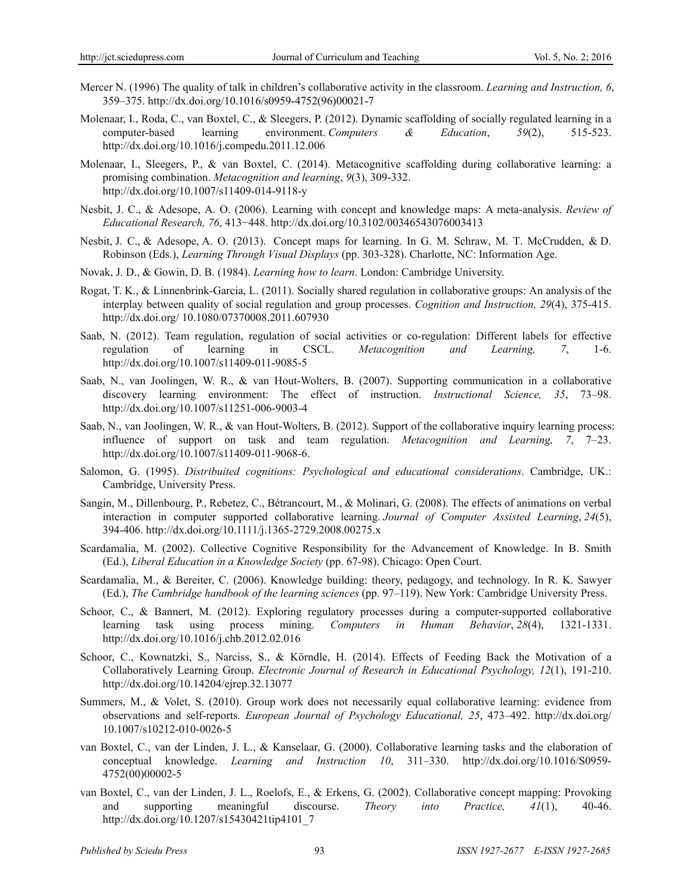Mercer N. (1996) The quality of talk in children's collaborative activity in the classroom. *Learning and Instruction, 6*, 359–375. http://dx.doi.org/10.1016/s0959-4752(96)00021-7

Molenaar, I., Roda, C., van Boxtel, C., & Sleegers, P. (2012). Dynamic scaffolding of socially regulated learning in a computer-based learning environment. *Computers & Education*, *59*(2), 515-523. http://dx.doi.org/10.1016/j.compedu.2011.12.006

Molenaar, I., Sleegers, P., & van Boxtel, C. (2014). Metacognitive scaffolding during collaborative learning: a promising combination. *Metacognition and learning*, *9*(3), 309-332. http://dx.doi.org/10.1007/s11409-014-9118-y

Nesbit, J. C., & Adesope, A. O. (2006). Learning with concept and knowledge maps: A meta-analysis. *Review of Educational Research, 76*, 413−448. http://dx.doi.org/10.3102/00346543076003413

Nesbit, J. C., & Adesope, A. O. (2013). Concept maps for learning. In G. M. Schraw, M. T. McCrudden, & D. Robinson (Eds.), *Learning Through Visual Displays* (pp. 303-328). Charlotte, NC: Information Age.

Novak, J. D., & Gowin, D. B. (1984). *Learning how to learn*. London: Cambridge University.

Rogat, T. K., & Linnenbrink-Garcia, L. (2011). Socially shared regulation in collaborative groups: An analysis of the interplay between quality of social regulation and group processes. *Cognition and Instruction, 29*(4), 375-415. http://dx.doi.org/ 10.1080/07370008.2011.607930

Saab, N. (2012). Team regulation, regulation of social activities or co-regulation: Different labels for effective regulation of learning in CSCL. *Metacognition and Learning, 7*, 1-6. http://dx.doi.org/10.1007/s11409-011-9085-5

Saab, N., van Joolingen, W. R., & van Hout-Wolters, B. (2007). Supporting communication in a collaborative discovery learning environment: The effect of instruction. *Instructional Science, 35*, 73–98. http://dx.doi.org/10.1007/s11251-006-9003-4

Saab, N., van Joolingen, W. R., & van Hout-Wolters, B. (2012). Support of the collaborative inquiry learning process: influence of support on task and team regulation. *Metacognition and Learning, 7*, 7–23. http://dx.doi.org/10.1007/s11409-011-9068-6.

Salomon, G. (1995). *Distribuited cognitions: Psychological and educational considerations*. Cambridge, UK.: Cambridge, University Press.

Sangin, M., Dillenbourg, P., Rebetez, C., Bétrancourt, M., & Molinari, G. (2008). The effects of animations on verbal interaction in computer supported collaborative learning. *Journal of Computer Assisted Learning*, *24*(5), 394-406. http://dx.doi.org/10.1111/j.1365-2729.2008.00275.x

Scardamalia, M. (2002). Collective Cognitive Responsibility for the Advancement of Knowledge. In B. Smith (Ed.), *Liberal Education in a Knowledge Society* (pp. 67-98). Chicago: Open Court.

Scardamalia, M., & Bereiter, C. (2006). Knowledge building: theory, pedagogy, and technology. In R. K. Sawyer (Ed.), *The Cambridge handbook of the learning sciences* (pp. 97–119). New York: Cambridge University Press.

Schoor, C., & Bannert, M. (2012). Exploring regulatory processes during a computer-supported collaborative learning task using process mining. *Computers in Human Behavior*, *28*(4), 1321-1331. http://dx.doi.org/10.1016/j.chb.2012.02.016

Schoor, C., Kownatzki, S., Narciss, S., & Körndle, H. (2014). Effects of Feeding Back the Motivation of a Collaboratively Learning Group. *Electronic Journal of Research in Educational Psychology, 12*(1), 191-210. http://dx.doi.org/10.14204/ejrep.32.13077

Summers, M., & Volet, S. (2010). Group work does not necessarily equal collaborative learning: evidence from observations and self-reports. *European Journal of Psychology Educational, 25*, 473–492. http://dx.doi.org/ 10.1007/s10212-010-0026-5

van Boxtel, C., van der Linden, J. L., & Kanselaar, G. (2000). Collaborative learning tasks and the elaboration of conceptual knowledge. *Learning and Instruction 10*, 311–330. http://dx.doi.org/10.1016/S0959-4752(00)00002-5

van Boxtel, C., van der Linden, J. L., Roelofs, E., & Erkens, G. (2002). Collaborative concept mapping: Provoking and supporting meaningful discourse. *Theory into Practice, 41*(1), 40-46. http://dx.doi.org/10.1207/s15430421tip4101_7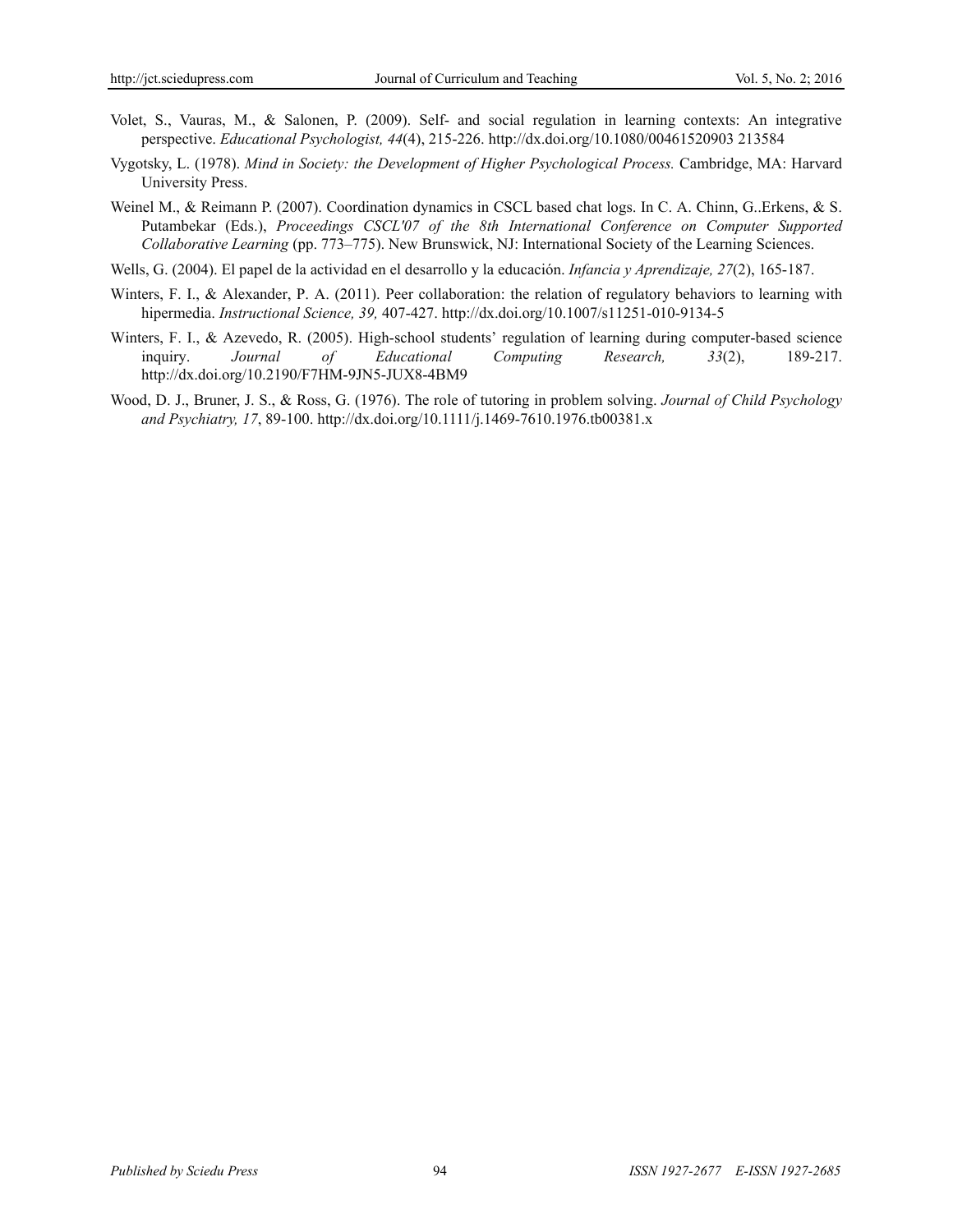Volet, S., Vauras, M., & Salonen, P. (2009). Self- and social regulation in learning contexts: An integrative perspective. *Educational Psychologist, 44*(4), 215-226. http://dx.doi.org/10.1080/00461520903 213584

Vygotsky, L. (1978). *Mind in Society: the Development of Higher Psychological Process.* Cambridge, MA: Harvard University Press.

Weinel M., & Reimann P. (2007). Coordination dynamics in CSCL based chat logs. In C. A. Chinn, G..Erkens, & S. Putambekar (Eds.), *Proceedings CSCL'07 of the 8th International Conference on Computer Supported Collaborative Learning* (pp. 773–775). New Brunswick, NJ: International Society of the Learning Sciences.

Wells, G. (2004). El papel de la actividad en el desarrollo y la educación. *Infancia y Aprendizaje, 27*(2), 165-187.

Winters, F. I., & Alexander, P. A. (2011). Peer collaboration: the relation of regulatory behaviors to learning with hipermedia. *Instructional Science, 39,* 407-427. http://dx.doi.org/10.1007/s11251-010-9134-5

Winters, F. I., & Azevedo, R. (2005). High-school students' regulation of learning during computer-based science inquiry. *Journal of Educational Computing Research, 33*(2), 189-217. http://dx.doi.org/10.2190/F7HM-9JN5-JUX8-4BM9

Wood, D. J., Bruner, J. S., & Ross, G. (1976). The role of tutoring in problem solving. *Journal of Child Psychology and Psychiatry, 17*, 89-100. http://dx.doi.org/10.1111/j.1469-7610.1976.tb00381.x